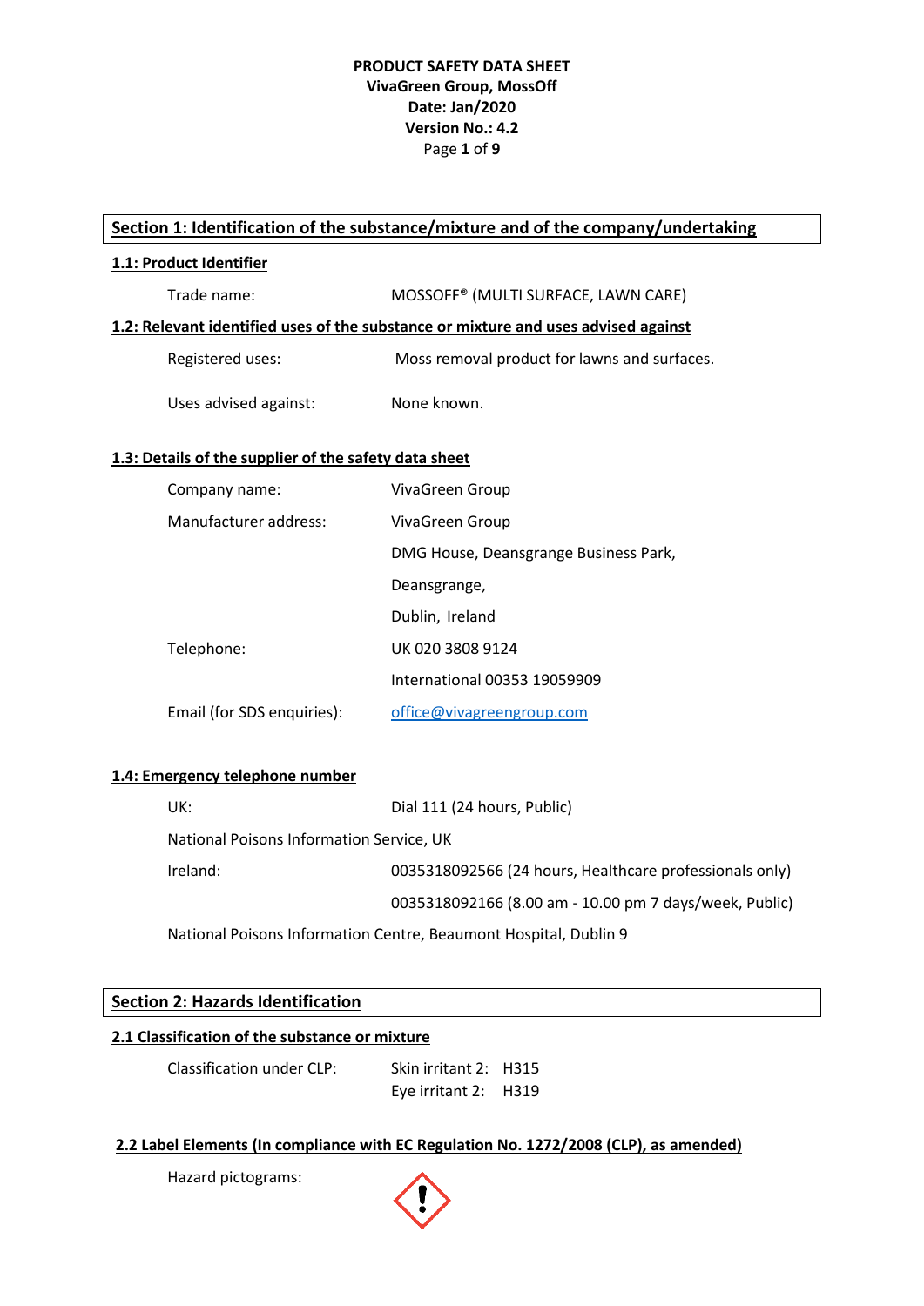**PRODUCT SAFETY DATA SHEET**
**VivaGreen Group, MossOff**
**Date: Jan/2020**
**Version No.: 4.2**

## Section 1: Identification of the substance/mixture and of the company/undertaking

### 1.1: Product Identifier

| | |
|---|---|
| Trade name: | MOSSOFF® (MULTI SURFACE, LAWN CARE) |

### 1.2: Relevant identified uses of the substance or mixture and uses advised against

| | |
|---|---|
| Registered uses: | Moss removal product for lawns and surfaces. |
| Uses advised against: | None known. |

### 1.3: Details of the supplier of the safety data sheet

| | |
|---|---|
| Company name: | VivaGreen Group |
| Manufacturer address: | VivaGreen Group |
| | DMG House, Deansgrange Business Park, |
| | Deansgrange, |
| | Dublin, Ireland |
| Telephone: | UK 020 3808 9124 |
| | International 00353 19059909 |
| Email (for SDS enquiries): | office@vivagreengroup.com |

### 1.4: Emergency telephone number

| | |
|---|---|
| UK: | Dial 111 (24 hours, Public) |

National Poisons Information Service, UK

| | |
|---|---|
| Ireland: | 0035318092566 (24 hours, Healthcare professionals only) |
| | 0035318092166 (8.00 am - 10.00 pm 7 days/week, Public) |

National Poisons Information Centre, Beaumont Hospital, Dublin 9

## Section 2: Hazards Identification

### 2.1 Classification of the substance or mixture

| | | |
|---|---|---|
| Classification under CLP: | Skin irritant 2: | H315 |
| | Eye irritant 2: | H319 |

### 2.2 Label Elements (In compliance with EC Regulation No. 1272/2008 (CLP), as amended)

Hazard pictograms: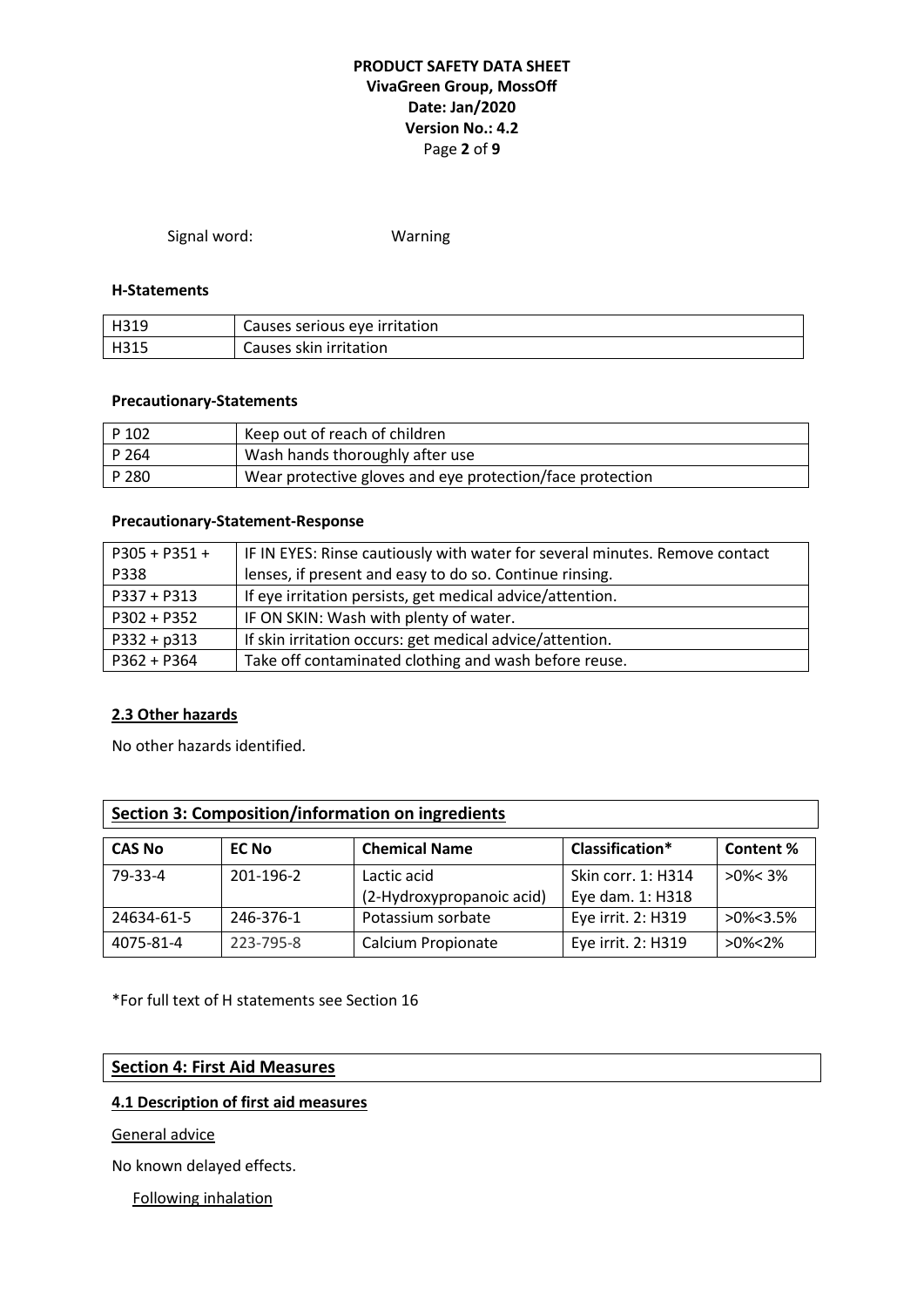Signal word: Warning

**H-Statements**

| | |
|---|---|
| H319 | Causes serious eye irritation |
| H315 | Causes skin irritation |

**Precautionary-Statements**

| | |
|---|---|
| P 102 | Keep out of reach of children |
| P 264 | Wash hands thoroughly after use |
| P 280 | Wear protective gloves and eye protection/face protection |

**Precautionary-Statement-Response**

| | |
|---|---|
| P305 + P351 + P338 | IF IN EYES: Rinse cautiously with water for several minutes. Remove contact lenses, if present and easy to do so. Continue rinsing. |
| P337 + P313 | If eye irritation persists, get medical advice/attention. |
| P302 + P352 | IF ON SKIN: Wash with plenty of water. |
| P332 + p313 | If skin irritation occurs: get medical advice/attention. |
| P362 + P364 | Take off contaminated clothing and wash before reuse. |

**2.3 Other hazards**

No other hazards identified.

## Section 3: Composition/information on ingredients

| CAS No | EC No | Chemical Name | Classification* | Content % |
|---|---|---|---|---|
| 79-33-4 | 201-196-2 | Lactic acid (2-Hydroxypropanoic acid) | Skin corr. 1: H314 Eye dam. 1: H318 | >0%< 3% |
| 24634-61-5 | 246-376-1 | Potassium sorbate | Eye irrit. 2: H319 | >0%<3.5% |
| 4075-81-4 | 223-795-8 | Calcium Propionate | Eye irrit. 2: H319 | >0%<2% |

*For full text of H statements see Section 16

## Section 4: First Aid Measures

**4.1 Description of first aid measures**

General advice

No known delayed effects.

Following inhalation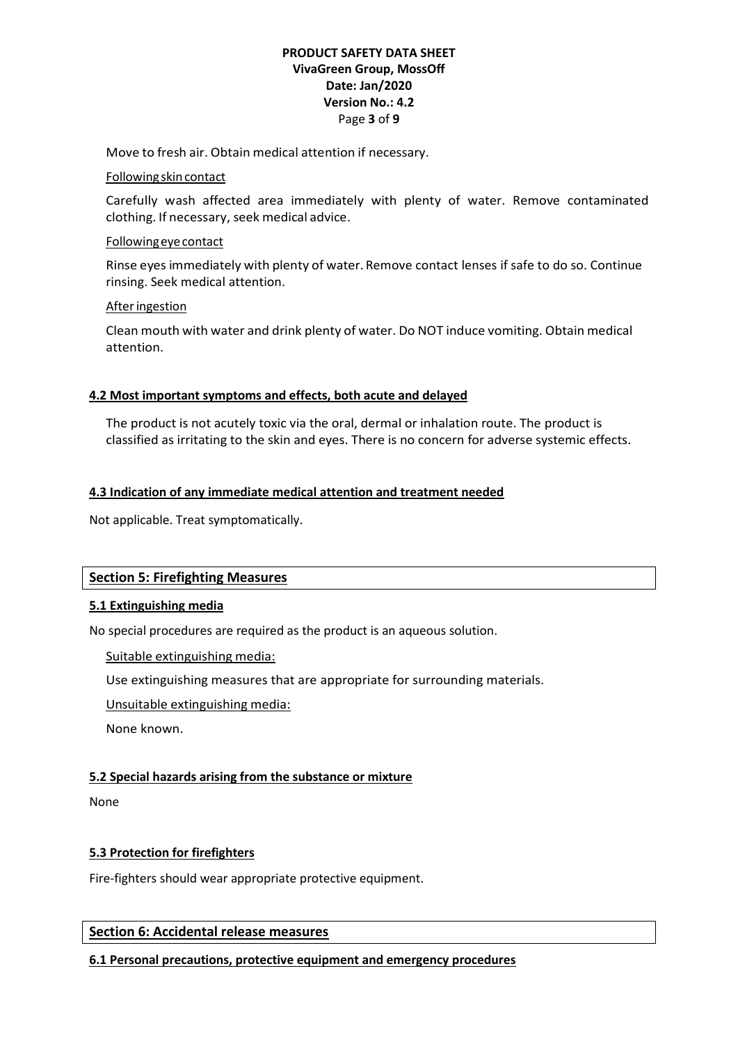Move to fresh air. Obtain medical attention if necessary.

Following skin contact

Carefully wash affected area immediately with plenty of water. Remove contaminated clothing. If necessary, seek medical advice.

Following eye contact

Rinse eyes immediately with plenty of water. Remove contact lenses if safe to do so. Continue rinsing. Seek medical attention.

After ingestion

Clean mouth with water and drink plenty of water. Do NOT induce vomiting. Obtain medical attention.

### 4.2 Most important symptoms and effects, both acute and delayed

The product is not acutely toxic via the oral, dermal or inhalation route. The product is classified as irritating to the skin and eyes. There is no concern for adverse systemic effects.

### 4.3 Indication of any immediate medical attention and treatment needed

Not applicable. Treat symptomatically.

## Section 5: Firefighting Measures

### 5.1 Extinguishing media

No special procedures are required as the product is an aqueous solution.

Suitable extinguishing media:

Use extinguishing measures that are appropriate for surrounding materials.

Unsuitable extinguishing media:

None known.

### 5.2 Special hazards arising from the substance or mixture

None

### 5.3 Protection for firefighters

Fire-fighters should wear appropriate protective equipment.

## Section 6: Accidental release measures

### 6.1 Personal precautions, protective equipment and emergency procedures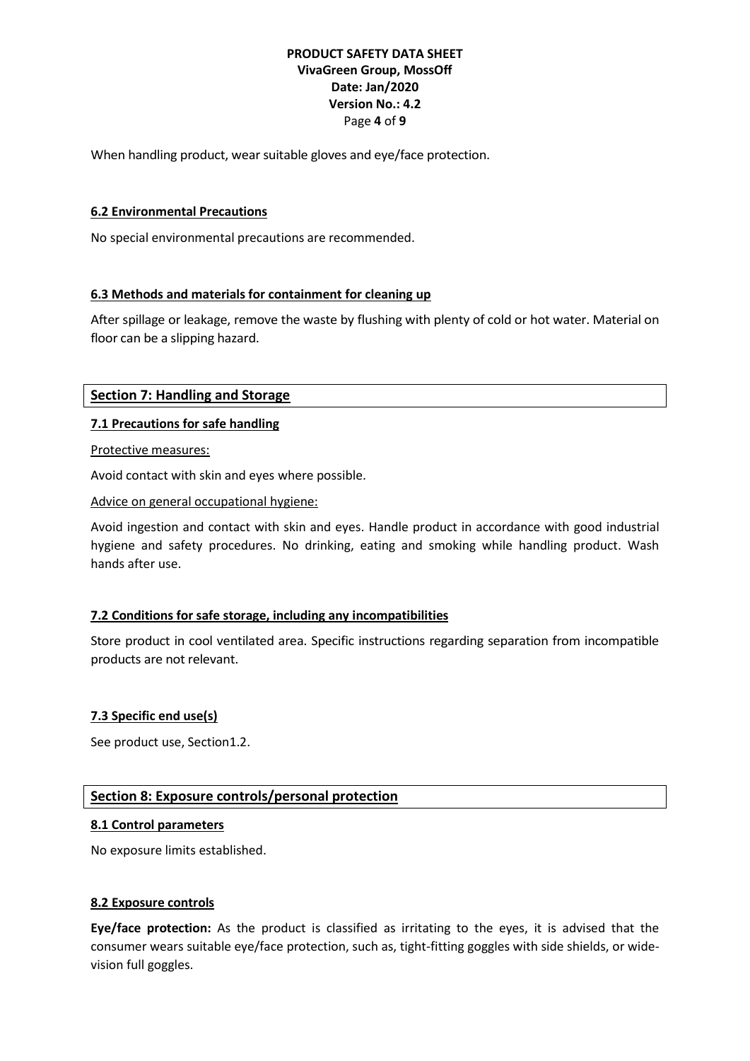When handling product, wear suitable gloves and eye/face protection.

### 6.2 Environmental Precautions

No special environmental precautions are recommended.

### 6.3 Methods and materials for containment for cleaning up

After spillage or leakage, remove the waste by flushing with plenty of cold or hot water. Material on floor can be a slipping hazard.

## Section 7: Handling and Storage

### 7.1 Precautions for safe handling

Protective measures:

Avoid contact with skin and eyes where possible.

Advice on general occupational hygiene:

Avoid ingestion and contact with skin and eyes. Handle product in accordance with good industrial hygiene and safety procedures. No drinking, eating and smoking while handling product. Wash hands after use.

### 7.2 Conditions for safe storage, including any incompatibilities

Store product in cool ventilated area. Specific instructions regarding separation from incompatible products are not relevant.

### 7.3 Specific end use(s)

See product use, Section1.2.

## Section 8: Exposure controls/personal protection

### 8.1 Control parameters

No exposure limits established.

### 8.2 Exposure controls

**Eye/face protection:** As the product is classified as irritating to the eyes, it is advised that the consumer wears suitable eye/face protection, such as, tight-fitting goggles with side shields, or wide-vision full goggles.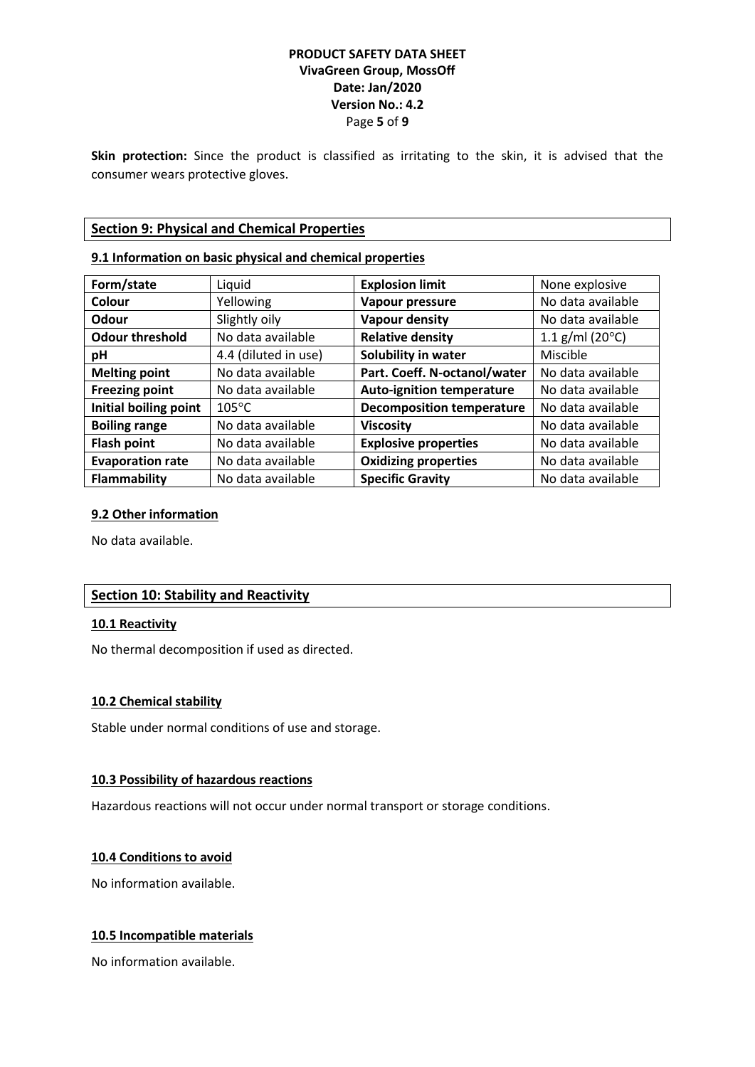**Skin protection:** Since the product is classified as irritating to the skin, it is advised that the consumer wears protective gloves.

## Section 9: Physical and Chemical Properties

### 9.1 Information on basic physical and chemical properties

| **Form/state** | Liquid | **Explosion limit** | None explosive |
|---|---|---|---|
| **Colour** | Yellowing | **Vapour pressure** | No data available |
| **Odour** | Slightly oily | **Vapour density** | No data available |
| **Odour threshold** | No data available | **Relative density** | 1.1 g/ml (20°C) |
| **pH** | 4.4 (diluted in use) | **Solubility in water** | Miscible |
| **Melting point** | No data available | **Part. Coeff. N-octanol/water** | No data available |
| **Freezing point** | No data available | **Auto-ignition temperature** | No data available |
| **Initial boiling point** | 105°C | **Decomposition temperature** | No data available |
| **Boiling range** | No data available | **Viscosity** | No data available |
| **Flash point** | No data available | **Explosive properties** | No data available |
| **Evaporation rate** | No data available | **Oxidizing properties** | No data available |
| **Flammability** | No data available | **Specific Gravity** | No data available |

### 9.2 Other information

No data available.

## Section 10: Stability and Reactivity

### 10.1 Reactivity

No thermal decomposition if used as directed.

### 10.2 Chemical stability

Stable under normal conditions of use and storage.

### 10.3 Possibility of hazardous reactions

Hazardous reactions will not occur under normal transport or storage conditions.

### 10.4 Conditions to avoid

No information available.

### 10.5 Incompatible materials

No information available.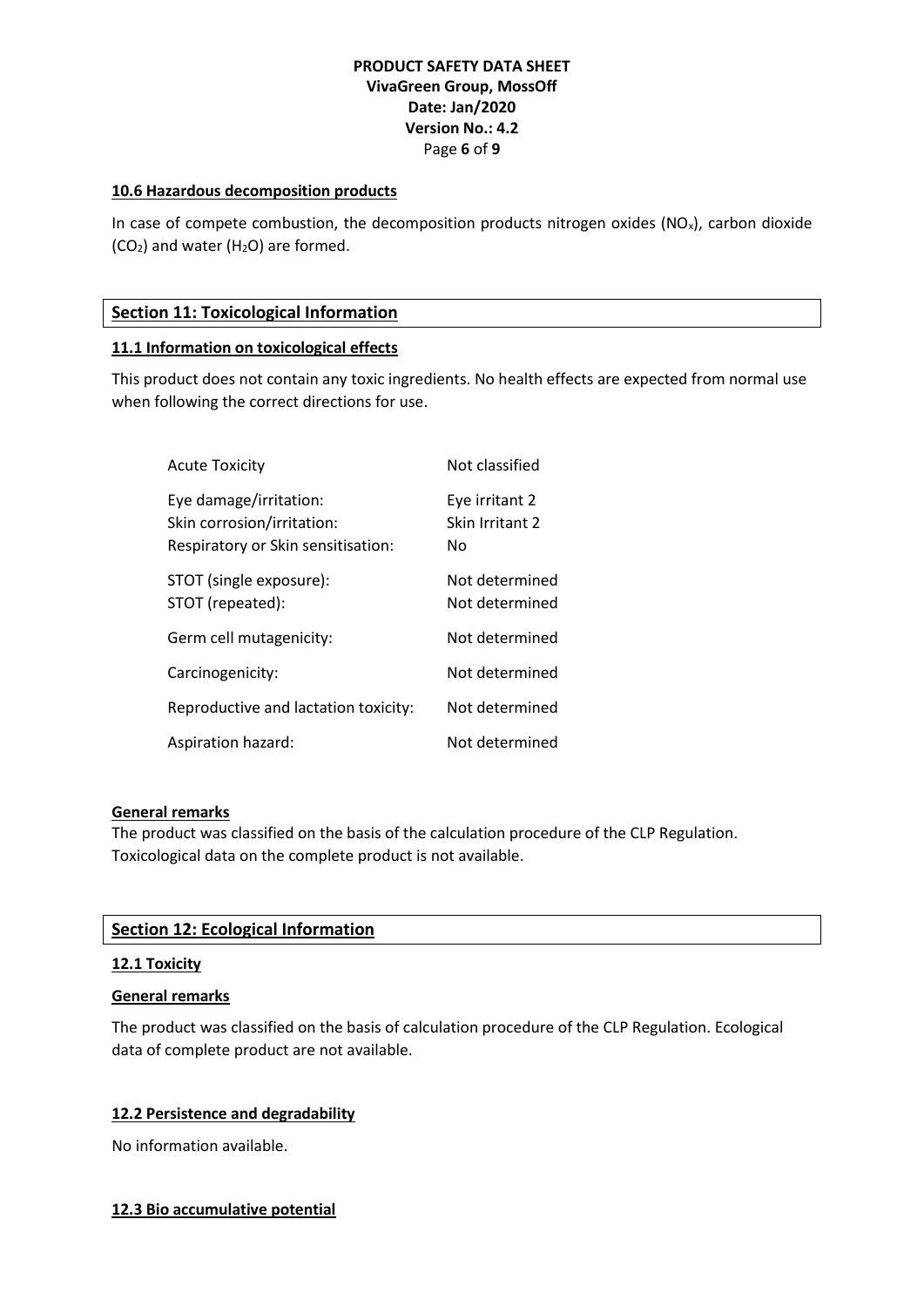#### 10.6 Hazardous decomposition products

In case of compete combustion, the decomposition products nitrogen oxides ($NO_x$), carbon dioxide ($CO_2$) and water ($H_2O$) are formed.

## Section 11: Toxicological Information

#### 11.1 Information on toxicological effects

This product does not contain any toxic ingredients. No health effects are expected from normal use when following the correct directions for use.

| | |
|---|---|
| Acute Toxicity | Not classified |
| Eye damage/irritation: | Eye irritant 2 |
| Skin corrosion/irritation: | Skin Irritant 2 |
| Respiratory or Skin sensitisation: | No |
| STOT (single exposure): | Not determined |
| STOT (repeated): | Not determined |
| Germ cell mutagenicity: | Not determined |
| Carcinogenicity: | Not determined |
| Reproductive and lactation toxicity: | Not determined |
| Aspiration hazard: | Not determined |

#### General remarks

The product was classified on the basis of the calculation procedure of the CLP Regulation. Toxicological data on the complete product is not available.

## Section 12: Ecological Information

#### 12.1 Toxicity

#### General remarks

The product was classified on the basis of calculation procedure of the CLP Regulation. Ecological data of complete product are not available.

#### 12.2 Persistence and degradability

No information available.

#### 12.3 Bio accumulative potential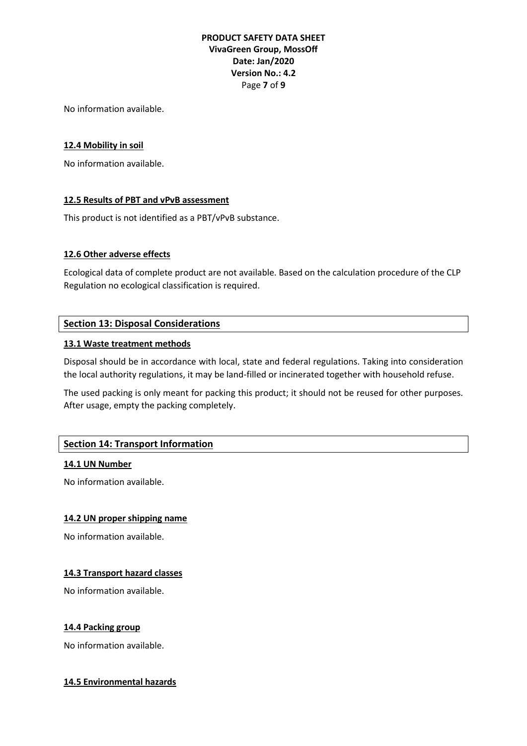No information available.

### 12.4 Mobility in soil

No information available.

### 12.5 Results of PBT and vPvB assessment

This product is not identified as a PBT/vPvB substance.

### 12.6 Other adverse effects

Ecological data of complete product are not available. Based on the calculation procedure of the CLP Regulation no ecological classification is required.

## Section 13: Disposal Considerations

### 13.1 Waste treatment methods

Disposal should be in accordance with local, state and federal regulations. Taking into consideration the local authority regulations, it may be land-filled or incinerated together with household refuse.

The used packing is only meant for packing this product; it should not be reused for other purposes. After usage, empty the packing completely.

## Section 14: Transport Information

### 14.1 UN Number

No information available.

### 14.2 UN proper shipping name

No information available.

### 14.3 Transport hazard classes

No information available.

### 14.4 Packing group

No information available.

### 14.5 Environmental hazards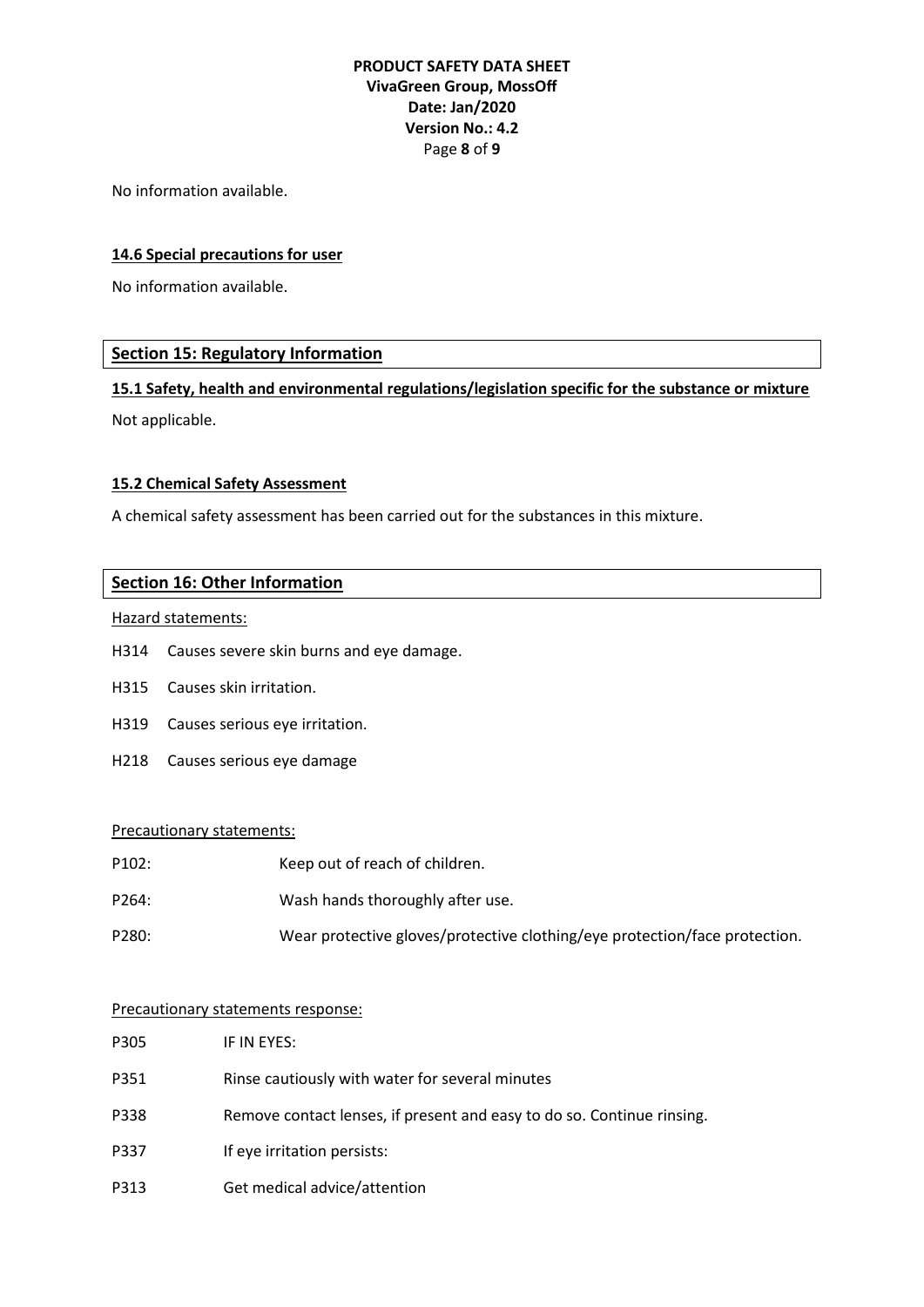No information available.

### 14.6 Special precautions for user

No information available.

## Section 15: Regulatory Information

### 15.1 Safety, health and environmental regulations/legislation specific for the substance or mixture

Not applicable.

### 15.2 Chemical Safety Assessment

A chemical safety assessment has been carried out for the substances in this mixture.

## Section 16: Other Information

Hazard statements:

H314 Causes severe skin burns and eye damage.

H315 Causes skin irritation.

H319 Causes serious eye irritation.

H218 Causes serious eye damage

Precautionary statements:

P102: Keep out of reach of children.

P264: Wash hands thoroughly after use.

P280: Wear protective gloves/protective clothing/eye protection/face protection.

Precautionary statements response:

P305 IF IN EYES:

P351 Rinse cautiously with water for several minutes

P338 Remove contact lenses, if present and easy to do so. Continue rinsing.

P337 If eye irritation persists:

P313 Get medical advice/attention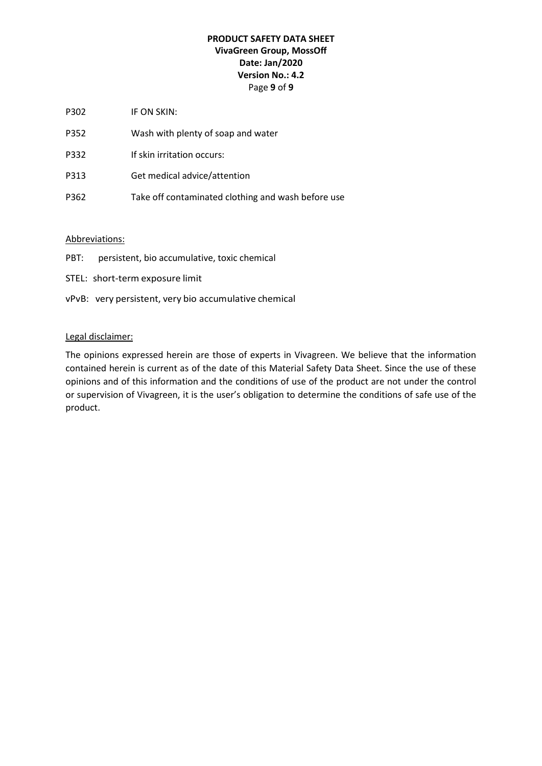| | |
|---|---|
| P302 | IF ON SKIN: |
| P352 | Wash with plenty of soap and water |
| P332 | If skin irritation occurs: |
| P313 | Get medical advice/attention |
| P362 | Take off contaminated clothing and wash before use |

Abbreviations:

PBT: persistent, bio accumulative, toxic chemical

STEL: short-term exposure limit

vPvB: very persistent, very bio accumulative chemical

Legal disclaimer:

The opinions expressed herein are those of experts in Vivagreen. We believe that the information contained herein is current as of the date of this Material Safety Data Sheet. Since the use of these opinions and of this information and the conditions of use of the product are not under the control or supervision of Vivagreen, it is the user's obligation to determine the conditions of safe use of the product.